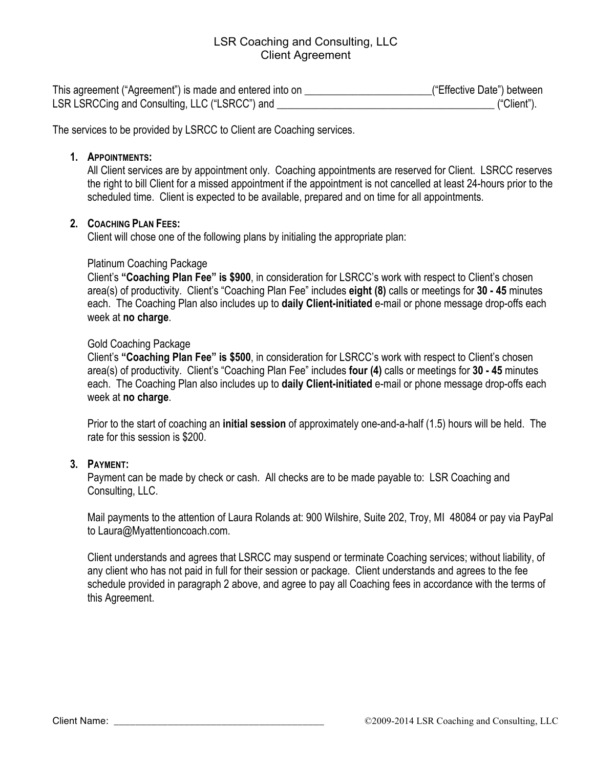# LSR Coaching and Consulting, LLC
## Client Agreement

This agreement ("Agreement") is made and entered into on ________________________("Effective Date") between LSR LSRCCing and Consulting, LLC ("LSRCC") and __________________________________________ ("Client").

The services to be provided by LSRCC to Client are Coaching services.

1. **APPOINTMENTS:**
   All Client services are by appointment only. Coaching appointments are reserved for Client. LSRCC reserves the right to bill Client for a missed appointment if the appointment is not cancelled at least 24-hours prior to the scheduled time. Client is expected to be available, prepared and on time for all appointments.

2. **COACHING PLAN FEES:**
   Client will chose one of the following plans by initialing the appropriate plan:

   Platinum Coaching Package
   Client's **"Coaching Plan Fee" is $900**, in consideration for LSRCC's work with respect to Client's chosen area(s) of productivity. Client's "Coaching Plan Fee" includes **eight (8)** calls or meetings for **30 - 45** minutes each. The Coaching Plan also includes up to **daily Client-initiated** e-mail or phone message drop-offs each week at **no charge**.

   Gold Coaching Package
   Client's **"Coaching Plan Fee" is $500**, in consideration for LSRCC's work with respect to Client's chosen area(s) of productivity. Client's "Coaching Plan Fee" includes **four (4)** calls or meetings for **30 - 45** minutes each. The Coaching Plan also includes up to **daily Client-initiated** e-mail or phone message drop-offs each week at **no charge**.

   Prior to the start of coaching an **initial session** of approximately one-and-a-half (1.5) hours will be held. The rate for this session is $200.

3. **PAYMENT:**
   Payment can be made by check or cash. All checks are to be made payable to: LSR Coaching and Consulting, LLC.

   Mail payments to the attention of Laura Rolands at: 900 Wilshire, Suite 202, Troy, MI 48084 or pay via PayPal to Laura@Myattentioncoach.com.

   Client understands and agrees that LSRCC may suspend or terminate Coaching services; without liability, of any client who has not paid in full for their session or package. Client understands and agrees to the fee schedule provided in paragraph 2 above, and agree to pay all Coaching fees in accordance with the terms of this Agreement.

Client Name: __________________________________________ ©2009-2014 LSR Coaching and Consulting, LLC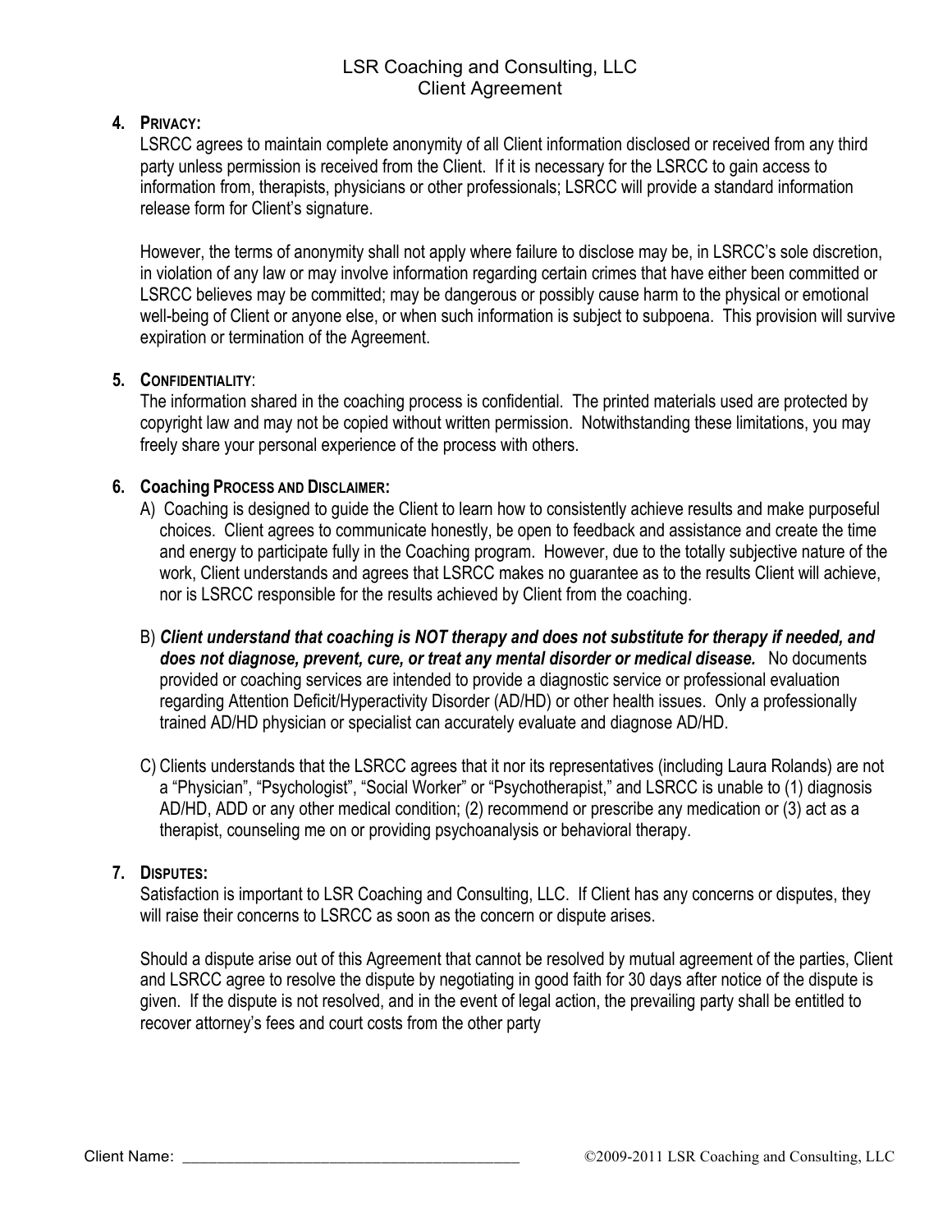# LSR Coaching and Consulting, LLC
## Client Agreement

4. **PRIVACY:**

   LSRCC agrees to maintain complete anonymity of all Client information disclosed or received from any third party unless permission is received from the Client. If it is necessary for the LSRCC to gain access to information from, therapists, physicians or other professionals; LSRCC will provide a standard information release form for Client's signature.

   However, the terms of anonymity shall not apply where failure to disclose may be, in LSRCC's sole discretion, in violation of any law or may involve information regarding certain crimes that have either been committed or LSRCC believes may be committed; may be dangerous or possibly cause harm to the physical or emotional well-being of Client or anyone else, or when such information is subject to subpoena. This provision will survive expiration or termination of the Agreement.

5. **CONFIDENTIALITY**:

   The information shared in the coaching process is confidential. The printed materials used are protected by copyright law and may not be copied without written permission. Notwithstanding these limitations, you may freely share your personal experience of the process with others.

6. **Coaching PROCESS AND DISCLAIMER:**

   A) Coaching is designed to guide the Client to learn how to consistently achieve results and make purposeful choices. Client agrees to communicate honestly, be open to feedback and assistance and create the time and energy to participate fully in the Coaching program. However, due to the totally subjective nature of the work, Client understands and agrees that LSRCC makes no guarantee as to the results Client will achieve, nor is LSRCC responsible for the results achieved by Client from the coaching.

   B) ***Client understand that coaching is NOT therapy and does not substitute for therapy if needed, and does not diagnose, prevent, cure, or treat any mental disorder or medical disease.*** No documents provided or coaching services are intended to provide a diagnostic service or professional evaluation regarding Attention Deficit/Hyperactivity Disorder (AD/HD) or other health issues. Only a professionally trained AD/HD physician or specialist can accurately evaluate and diagnose AD/HD.

   C) Clients understands that the LSRCC agrees that it nor its representatives (including Laura Rolands) are not a "Physician", "Psychologist", "Social Worker" or "Psychotherapist," and LSRCC is unable to (1) diagnosis AD/HD, ADD or any other medical condition; (2) recommend or prescribe any medication or (3) act as a therapist, counseling me on or providing psychoanalysis or behavioral therapy.

7. **DISPUTES:**

   Satisfaction is important to LSR Coaching and Consulting, LLC. If Client has any concerns or disputes, they will raise their concerns to LSRCC as soon as the concern or dispute arises.

   Should a dispute arise out of this Agreement that cannot be resolved by mutual agreement of the parties, Client and LSRCC agree to resolve the dispute by negotiating in good faith for 30 days after notice of the dispute is given. If the dispute is not resolved, and in the event of legal action, the prevailing party shall be entitled to recover attorney's fees and court costs from the other party

Client Name: ________________________________________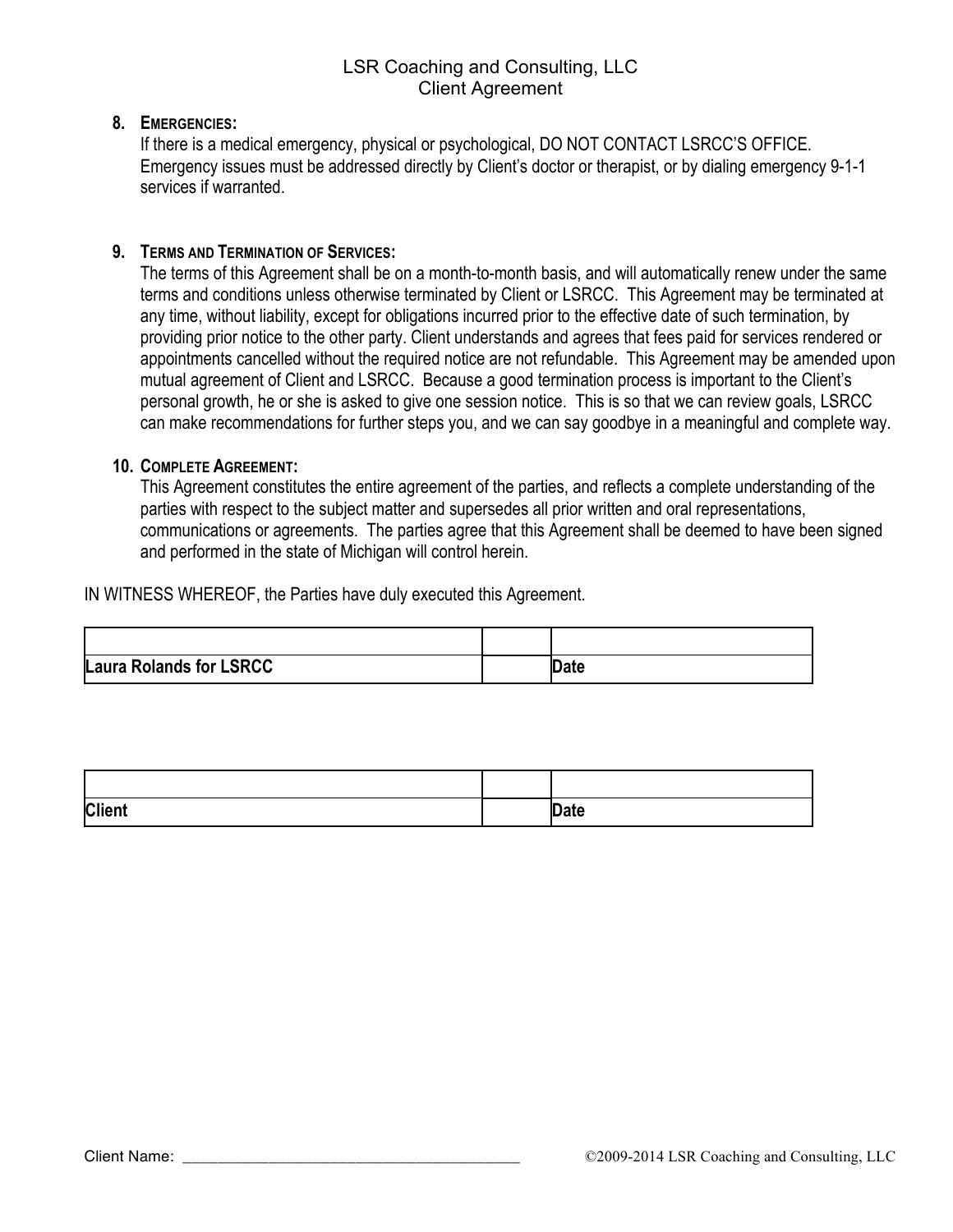8. **EMERGENCIES:**
   If there is a medical emergency, physical or psychological, DO NOT CONTACT LSRCC'S OFFICE. Emergency issues must be addressed directly by Client's doctor or therapist, or by dialing emergency 9-1-1 services if warranted.

9. **TERMS AND TERMINATION OF SERVICES:**
   The terms of this Agreement shall be on a month-to-month basis, and will automatically renew under the same terms and conditions unless otherwise terminated by Client or LSRCC. This Agreement may be terminated at any time, without liability, except for obligations incurred prior to the effective date of such termination, by providing prior notice to the other party. Client understands and agrees that fees paid for services rendered or appointments cancelled without the required notice are not refundable. This Agreement may be amended upon mutual agreement of Client and LSRCC. Because a good termination process is important to the Client's personal growth, he or she is asked to give one session notice. This is so that we can review goals, LSRCC can make recommendations for further steps you, and we can say goodbye in a meaningful and complete way.

10. **COMPLETE AGREEMENT:**
    This Agreement constitutes the entire agreement of the parties, and reflects a complete understanding of the parties with respect to the subject matter and supersedes all prior written and oral representations, communications or agreements. The parties agree that this Agreement shall be deemed to have been signed and performed in the state of Michigan will control herein.

IN WITNESS WHEREOF, the Parties have duly executed this Agreement.

| | | |
|---|---|---|
| | | |
| **Laura Rolands for LSRCC** | | **Date** |

| | | |
|---|---|---|
| | | |
| **Client** | | **Date** |

Client Name: ________________________________________